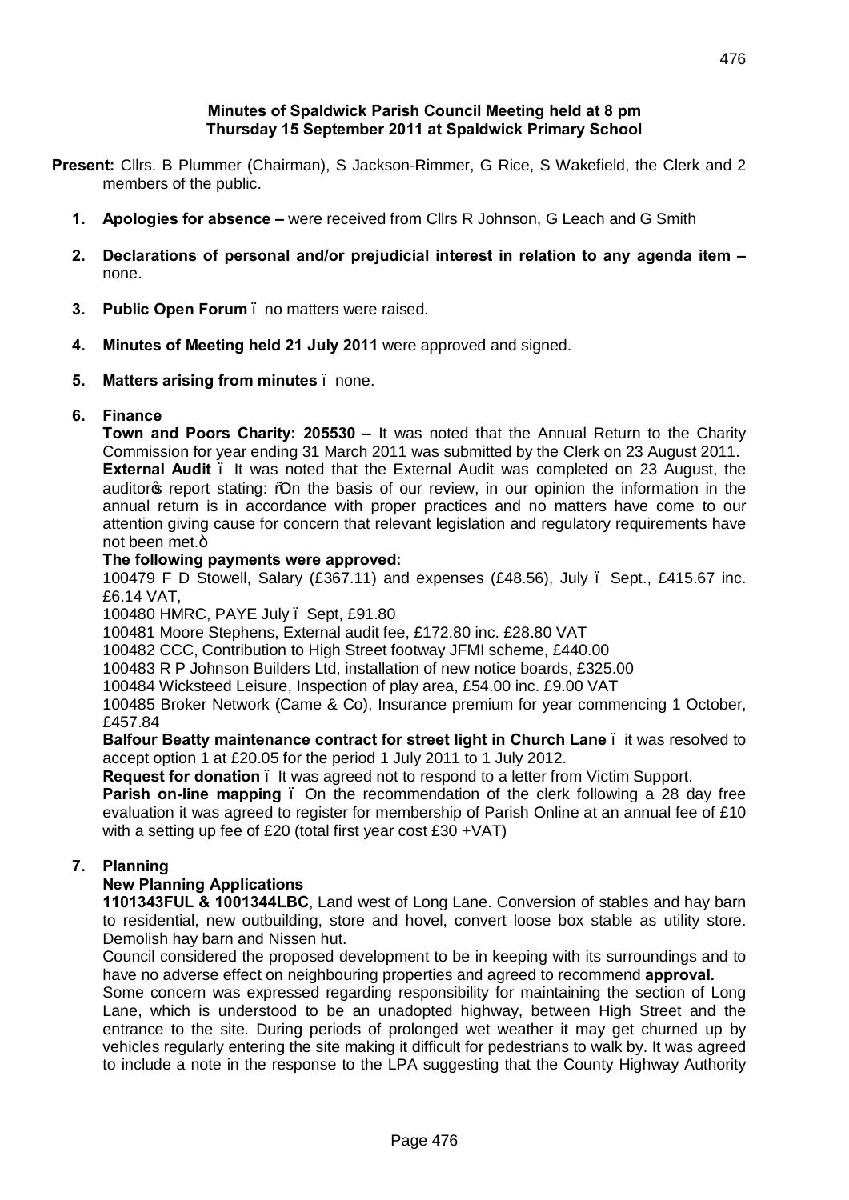**Minutes of Spaldwick Parish Council Meeting held at 8 pm**
**Thursday 15 September 2011 at Spaldwick Primary School**

**Present:** Cllrs. B Plummer (Chairman), S Jackson-Rimmer, G Rice, S Wakefield, the Clerk and 2 members of the public.

1. **Apologies for absence –** were received from Cllrs R Johnson, G Leach and G Smith

2. **Declarations of personal and/or prejudicial interest in relation to any agenda item –** none.

3. **Public Open Forum** – no matters were raised.

4. **Minutes of Meeting held 21 July 2011** were approved and signed.

5. **Matters arising from minutes** – none.

6. **Finance**

   **Town and Poors Charity: 205530 –** It was noted that the Annual Return to the Charity Commission for year ending 31 March 2011 was submitted by the Clerk on 23 August 2011.

   **External Audit** – It was noted that the External Audit was completed on 23 August, the auditor's report stating: "On the basis of our review, in our opinion the information in the annual return is in accordance with proper practices and no matters have come to our attention giving cause for concern that relevant legislation and regulatory requirements have not been met."

   **The following payments were approved:**

   100479 F D Stowell, Salary (£367.11) and expenses (£48.56), July – Sept., £415.67 inc. £6.14 VAT,

   100480 HMRC, PAYE July – Sept, £91.80

   100481 Moore Stephens, External audit fee, £172.80 inc. £28.80 VAT

   100482 CCC, Contribution to High Street footway JFMI scheme, £440.00

   100483 R P Johnson Builders Ltd, installation of new notice boards, £325.00

   100484 Wicksteed Leisure, Inspection of play area, £54.00 inc. £9.00 VAT

   100485 Broker Network (Came & Co), Insurance premium for year commencing 1 October, £457.84

   **Balfour Beatty maintenance contract for street light in Church Lane** – it was resolved to accept option 1 at £20.05 for the period 1 July 2011 to 1 July 2012.

   **Request for donation** – It was agreed not to respond to a letter from Victim Support.

   **Parish on-line mapping** – On the recommendation of the clerk following a 28 day free evaluation it was agreed to register for membership of Parish Online at an annual fee of £10 with a setting up fee of £20 (total first year cost £30 +VAT)

7. **Planning**

   **New Planning Applications**

   **1101343FUL & 1001344LBC**, Land west of Long Lane. Conversion of stables and hay barn to residential, new outbuilding, store and hovel, convert loose box stable as utility store. Demolish hay barn and Nissen hut.

   Council considered the proposed development to be in keeping with its surroundings and to have no adverse effect on neighbouring properties and agreed to recommend **approval.**

   Some concern was expressed regarding responsibility for maintaining the section of Long Lane, which is understood to be an unadopted highway, between High Street and the entrance to the site. During periods of prolonged wet weather it may get churned up by vehicles regularly entering the site making it difficult for pedestrians to walk by. It was agreed to include a note in the response to the LPA suggesting that the County Highway Authority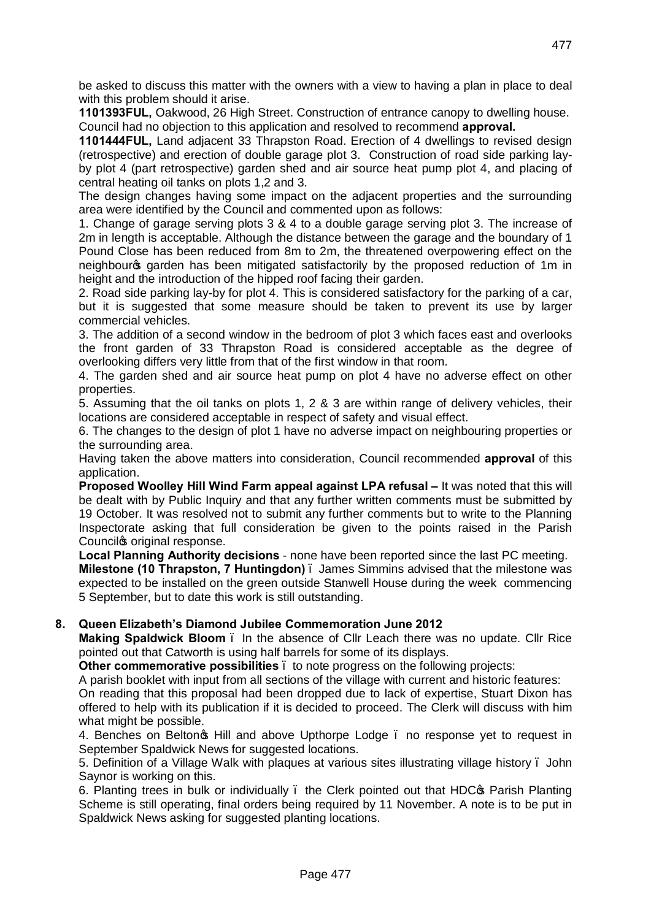be asked to discuss this matter with the owners with a view to having a plan in place to deal with this problem should it arise.

**1101393FUL,** Oakwood, 26 High Street. Construction of entrance canopy to dwelling house. Council had no objection to this application and resolved to recommend **approval.**

**1101444FUL,** Land adjacent 33 Thrapston Road. Erection of 4 dwellings to revised design (retrospective) and erection of double garage plot 3. Construction of road side parking lay-by plot 4 (part retrospective) garden shed and air source heat pump plot 4, and placing of central heating oil tanks on plots 1,2 and 3.

The design changes having some impact on the adjacent properties and the surrounding area were identified by the Council and commented upon as follows:

1. Change of garage serving plots 3 & 4 to a double garage serving plot 3. The increase of 2m in length is acceptable. Although the distance between the garage and the boundary of 1 Pound Close has been reduced from 8m to 2m, the threatened overpowering effect on the neighbour's garden has been mitigated satisfactorily by the proposed reduction of 1m in height and the introduction of the hipped roof facing their garden.
2. Road side parking lay-by for plot 4. This is considered satisfactory for the parking of a car, but it is suggested that some measure should be taken to prevent its use by larger commercial vehicles.
3. The addition of a second window in the bedroom of plot 3 which faces east and overlooks the front garden of 33 Thrapston Road is considered acceptable as the degree of overlooking differs very little from that of the first window in that room.
4. The garden shed and air source heat pump on plot 4 have no adverse effect on other properties.
5. Assuming that the oil tanks on plots 1, 2 & 3 are within range of delivery vehicles, their locations are considered acceptable in respect of safety and visual effect.
6. The changes to the design of plot 1 have no adverse impact on neighbouring properties or the surrounding area.

Having taken the above matters into consideration, Council recommended **approval** of this application.

**Proposed Woolley Hill Wind Farm appeal against LPA refusal –** It was noted that this will be dealt with by Public Inquiry and that any further written comments must be submitted by 19 October. It was resolved not to submit any further comments but to write to the Planning Inspectorate asking that full consideration be given to the points raised in the Parish Council's original response.

**Local Planning Authority decisions** - none have been reported since the last PC meeting.

**Milestone (10 Thrapston, 7 Huntingdon)** – James Simmins advised that the milestone was expected to be installed on the green outside Stanwell House during the week commencing 5 September, but to date this work is still outstanding.

## 8. Queen Elizabeth's Diamond Jubilee Commemoration June 2012

**Making Spaldwick Bloom** – In the absence of Cllr Leach there was no update. Cllr Rice pointed out that Catworth is using half barrels for some of its displays.

**Other commemorative possibilities** – to note progress on the following projects:

A parish booklet with input from all sections of the village with current and historic features:

On reading that this proposal had been dropped due to lack of expertise, Stuart Dixon has offered to help with its publication if it is decided to proceed. The Clerk will discuss with him what might be possible.

4. Benches on Belton's Hill and above Upthorpe Lodge – no response yet to request in September Spaldwick News for suggested locations.
5. Definition of a Village Walk with plaques at various sites illustrating village history – John Saynor is working on this.
6. Planting trees in bulk or individually – the Clerk pointed out that HDC's Parish Planting Scheme is still operating, final orders being required by 11 November. A note is to be put in Spaldwick News asking for suggested planting locations.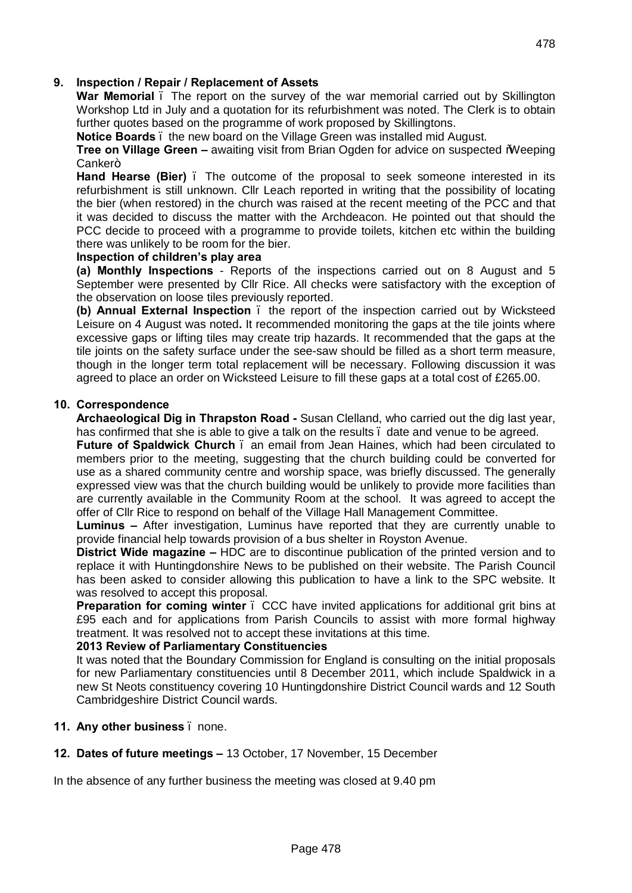## 9. Inspection / Repair / Replacement of Assets

**War Memorial** – The report on the survey of the war memorial carried out by Skillington Workshop Ltd in July and a quotation for its refurbishment was noted. The Clerk is to obtain further quotes based on the programme of work proposed by Skillingtons.

**Notice Boards** – the new board on the Village Green was installed mid August.

**Tree on Village Green –** awaiting visit from Brian Ogden for advice on suspected "Weeping Canker"

**Hand Hearse (Bier)** – The outcome of the proposal to seek someone interested in its refurbishment is still unknown. Cllr Leach reported in writing that the possibility of locating the bier (when restored) in the church was raised at the recent meeting of the PCC and that it was decided to discuss the matter with the Archdeacon. He pointed out that should the PCC decide to proceed with a programme to provide toilets, kitchen etc within the building there was unlikely to be room for the bier.

**Inspection of children's play area**

**(a) Monthly Inspections** - Reports of the inspections carried out on 8 August and 5 September were presented by Cllr Rice. All checks were satisfactory with the exception of the observation on loose tiles previously reported.

**(b) Annual External Inspection** – the report of the inspection carried out by Wicksteed Leisure on 4 August was noted**.** It recommended monitoring the gaps at the tile joints where excessive gaps or lifting tiles may create trip hazards. It recommended that the gaps at the tile joints on the safety surface under the see-saw should be filled as a short term measure, though in the longer term total replacement will be necessary. Following discussion it was agreed to place an order on Wicksteed Leisure to fill these gaps at a total cost of £265.00.

## 10. Correspondence

**Archaeological Dig in Thrapston Road -** Susan Clelland, who carried out the dig last year, has confirmed that she is able to give a talk on the results – date and venue to be agreed.

**Future of Spaldwick Church** – an email from Jean Haines, which had been circulated to members prior to the meeting, suggesting that the church building could be converted for use as a shared community centre and worship space, was briefly discussed. The generally expressed view was that the church building would be unlikely to provide more facilities than are currently available in the Community Room at the school. It was agreed to accept the offer of Cllr Rice to respond on behalf of the Village Hall Management Committee.

**Luminus –** After investigation, Luminus have reported that they are currently unable to provide financial help towards provision of a bus shelter in Royston Avenue.

**District Wide magazine –** HDC are to discontinue publication of the printed version and to replace it with Huntingdonshire News to be published on their website. The Parish Council has been asked to consider allowing this publication to have a link to the SPC website. It was resolved to accept this proposal.

**Preparation for coming winter** – CCC have invited applications for additional grit bins at £95 each and for applications from Parish Councils to assist with more formal highway treatment. It was resolved not to accept these invitations at this time.

**2013 Review of Parliamentary Constituencies**

It was noted that the Boundary Commission for England is consulting on the initial proposals for new Parliamentary constituencies until 8 December 2011, which include Spaldwick in a new St Neots constituency covering 10 Huntingdonshire District Council wards and 12 South Cambridgeshire District Council wards.

## 11. Any other business – none.

## 12. Dates of future meetings – 13 October, 17 November, 15 December

In the absence of any further business the meeting was closed at 9.40 pm